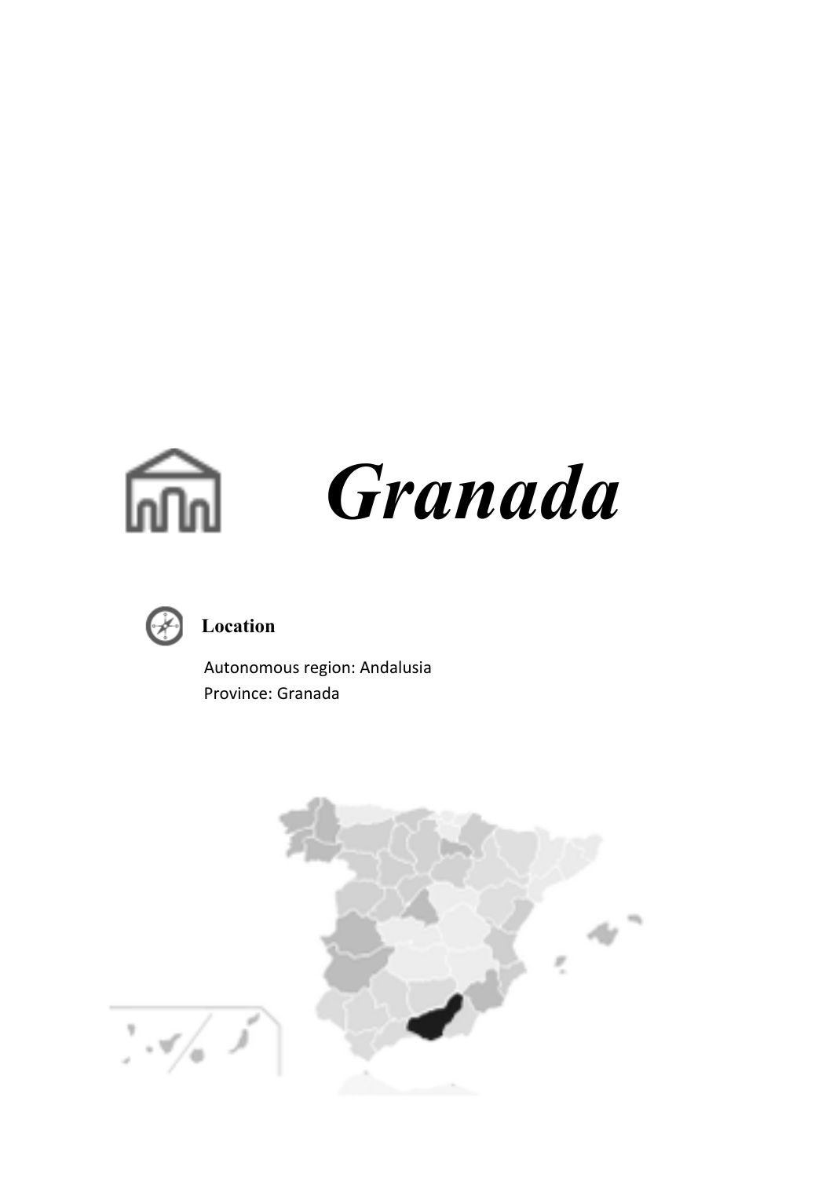# *Granada*

**Location**

Autonomous region: Andalusia
Province: Granada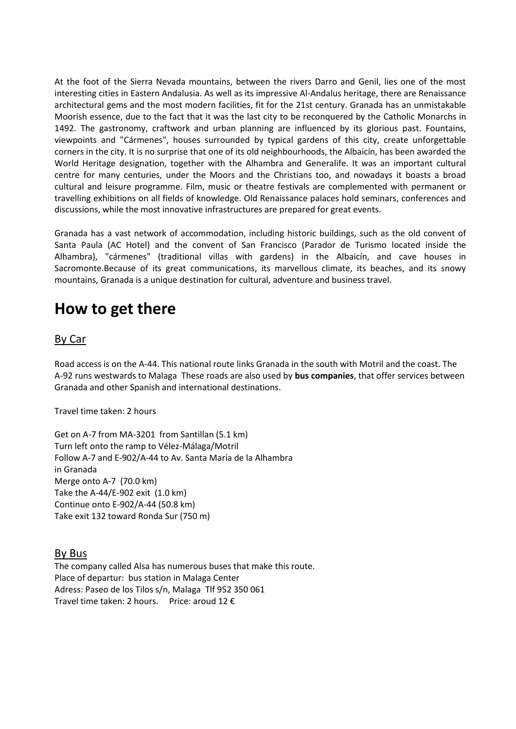At the foot of the Sierra Nevada mountains, between the rivers Darro and Genil, lies one of the most interesting cities in Eastern Andalusia. As well as its impressive Al-Andalus heritage, there are Renaissance architectural gems and the most modern facilities, fit for the 21st century. Granada has an unmistakable Moorish essence, due to the fact that it was the last city to be reconquered by the Catholic Monarchs in 1492. The gastronomy, craftwork and urban planning are influenced by its glorious past. Fountains, viewpoints and "Cármenes", houses surrounded by typical gardens of this city, create unforgettable corners in the city. It is no surprise that one of its old neighbourhoods, the Albaicín, has been awarded the World Heritage designation, together with the Alhambra and Generalife. It was an important cultural centre for many centuries, under the Moors and the Christians too, and nowadays it boasts a broad cultural and leisure programme. Film, music or theatre festivals are complemented with permanent or travelling exhibitions on all fields of knowledge. Old Renaissance palaces hold seminars, conferences and discussions, while the most innovative infrastructures are prepared for great events.

Granada has a vast network of accommodation, including historic buildings, such as the old convent of Santa Paula (AC Hotel) and the convent of San Francisco (Parador de Turismo located inside the Alhambra), "cármenes" (traditional villas with gardens) in the Albaicín, and cave houses in Sacromonte.Because of its great communications, its marvellous climate, its beaches, and its snowy mountains, Granada is a unique destination for cultural, adventure and business travel.

# How to get there

## By Car

Road access is on the A-44. This national route links Granada in the south with Motril and the coast. The A-92 runs westwards to Malaga These roads are also used by **bus companies**, that offer services between Granada and other Spanish and international destinations.

Travel time taken: 2 hours

Get on A-7 from MA-3201 from Santillan (5.1 km)
Turn left onto the ramp to Vélez-Málaga/Motril
Follow A-7 and E-902/A-44 to Av. Santa María de la Alhambra in Granada
Merge onto A-7 (70.0 km)
Take the A-44/E-902 exit (1.0 km)
Continue onto E-902/A-44 (50.8 km)
Take exit 132 toward Ronda Sur (750 m)

## By Bus

The company called Alsa has numerous buses that make this route.
Place of departur: bus station in Malaga Center
Adress: Paseo de los Tilos s/n, Malaga Tlf 952 350 061
Travel time taken: 2 hours. Price: aroud 12 €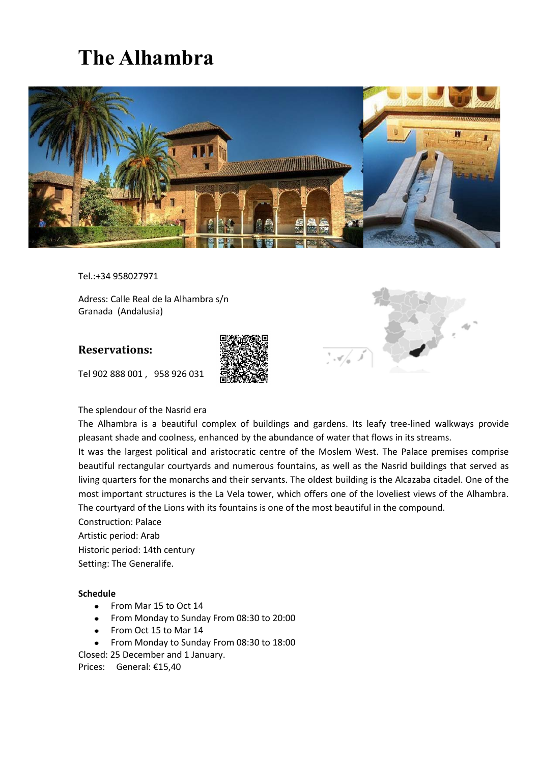# The Alhambra

Tel.:+34 958027971

Adress: Calle Real de la Alhambra s/n
Granada (Andalusia)

## Reservations:

Tel 902 888 001 , 958 926 031

The splendour of the Nasrid era

The Alhambra is a beautiful complex of buildings and gardens. Its leafy tree-lined walkways provide pleasant shade and coolness, enhanced by the abundance of water that flows in its streams.

It was the largest political and aristocratic centre of the Moslem West. The Palace premises comprise beautiful rectangular courtyards and numerous fountains, as well as the Nasrid buildings that served as living quarters for the monarchs and their servants. The oldest building is the Alcazaba citadel. One of the most important structures is the La Vela tower, which offers one of the loveliest views of the Alhambra. The courtyard of the Lions with its fountains is one of the most beautiful in the compound.

Construction: Palace

Artistic period: Arab

Historic period: 14th century

Setting: The Generalife.

**Schedule**

- From Mar 15 to Oct 14
- From Monday to Sunday From 08:30 to 20:00
- From Oct 15 to Mar 14
- From Monday to Sunday From 08:30 to 18:00

Closed: 25 December and 1 January.

Prices: General: €15,40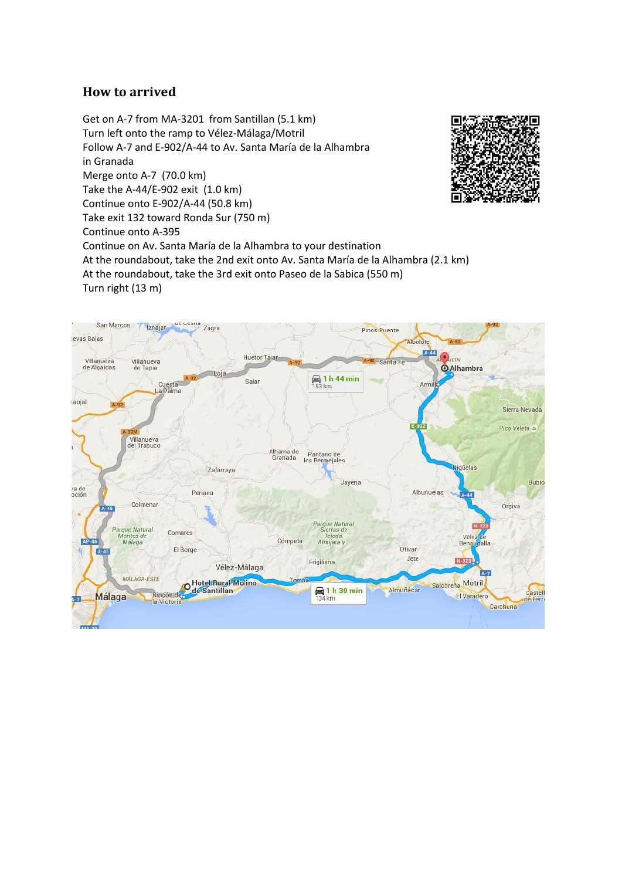## How to arrived

Get on A-7 from MA-3201 from Santillan (5.1 km)
Turn left onto the ramp to Vélez-Málaga/Motril
Follow A-7 and E-902/A-44 to Av. Santa María de la Alhambra in Granada
Merge onto A-7 (70.0 km)
Take the A-44/E-902 exit (1.0 km)
Continue onto E-902/A-44 (50.8 km)
Take exit 132 toward Ronda Sur (750 m)
Continue onto A-395
Continue on Av. Santa María de la Alhambra to your destination
At the roundabout, take the 2nd exit onto Av. Santa María de la Alhambra (2.1 km)
At the roundabout, take the 3rd exit onto Paseo de la Sabica (550 m)
Turn right (13 m)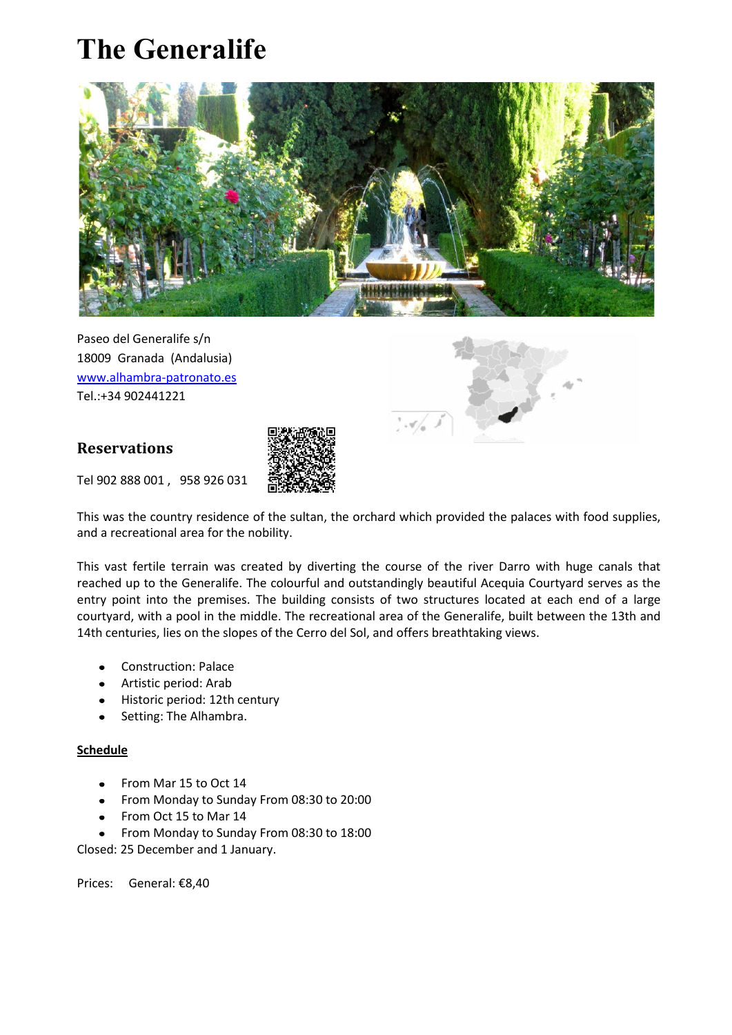# The Generalife

Paseo del Generalife s/n
18009 Granada (Andalusia)
[www.alhambra-patronato.es](http://www.alhambra-patronato.es)
Tel.:+34 902441221

## Reservations

Tel 902 888 001 , 958 926 031

This was the country residence of the sultan, the orchard which provided the palaces with food supplies, and a recreational area for the nobility.

This vast fertile terrain was created by diverting the course of the river Darro with huge canals that reached up to the Generalife. The colourful and outstandingly beautiful Acequia Courtyard serves as the entry point into the premises. The building consists of two structures located at each end of a large courtyard, with a pool in the middle. The recreational area of the Generalife, built between the 13th and 14th centuries, lies on the slopes of the Cerro del Sol, and offers breathtaking views.

- Construction: Palace
- Artistic period: Arab
- Historic period: 12th century
- Setting: The Alhambra.

**Schedule**

- From Mar 15 to Oct 14
- From Monday to Sunday From 08:30 to 20:00
- From Oct 15 to Mar 14
- From Monday to Sunday From 08:30 to 18:00

Closed: 25 December and 1 January.

Prices: General: €8,40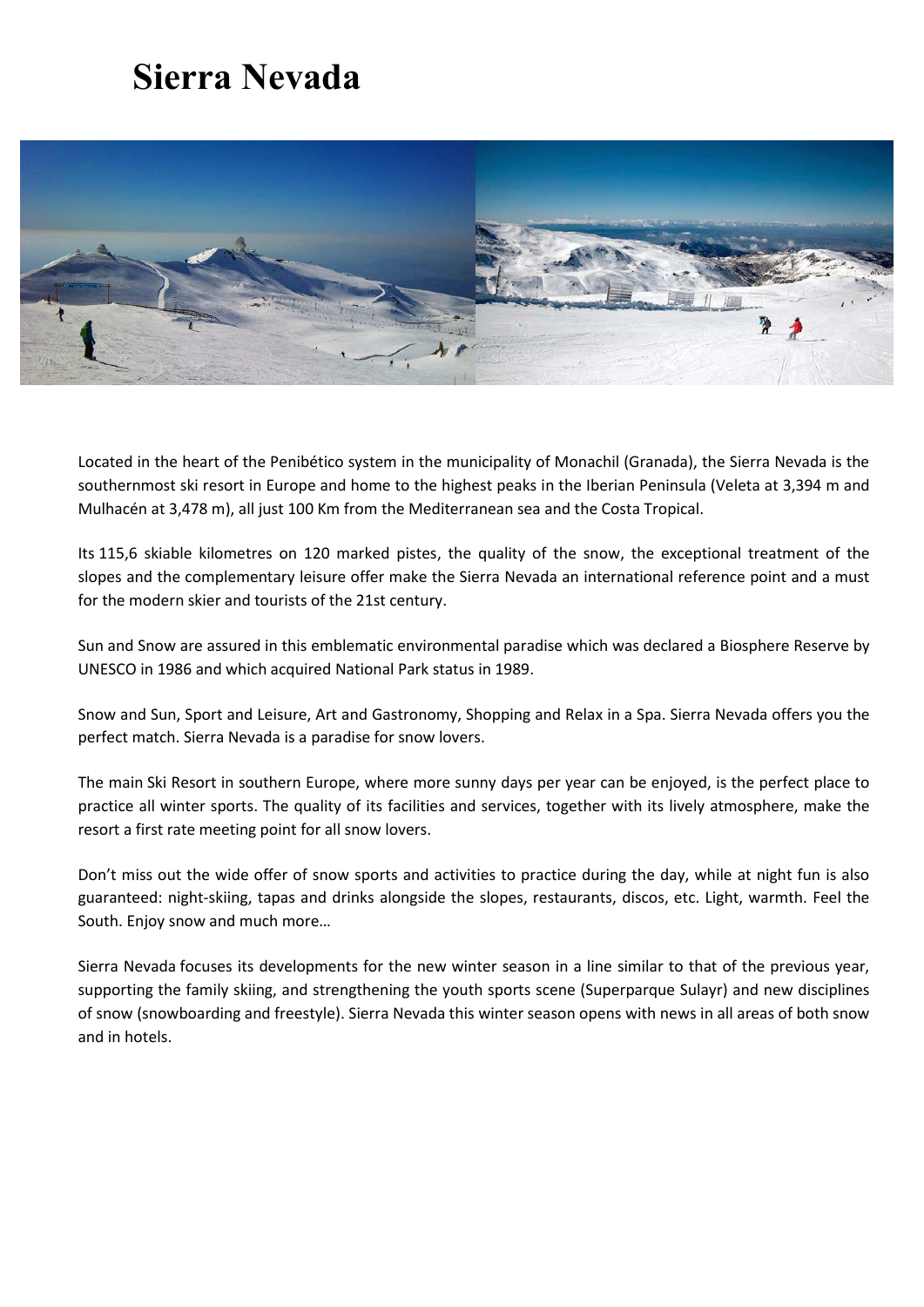# Sierra Nevada

Located in the heart of the Penibético system in the municipality of Monachil (Granada), the Sierra Nevada is the southernmost ski resort in Europe and home to the highest peaks in the Iberian Peninsula (Veleta at 3,394 m and Mulhacén at 3,478 m), all just 100 Km from the Mediterranean sea and the Costa Tropical.

Its 115,6 skiable kilometres on 120 marked pistes, the quality of the snow, the exceptional treatment of the slopes and the complementary leisure offer make the Sierra Nevada an international reference point and a must for the modern skier and tourists of the 21st century.

Sun and Snow are assured in this emblematic environmental paradise which was declared a Biosphere Reserve by UNESCO in 1986 and which acquired National Park status in 1989.

Snow and Sun, Sport and Leisure, Art and Gastronomy, Shopping and Relax in a Spa. Sierra Nevada offers you the perfect match. Sierra Nevada is a paradise for snow lovers.

The main Ski Resort in southern Europe, where more sunny days per year can be enjoyed, is the perfect place to practice all winter sports. The quality of its facilities and services, together with its lively atmosphere, make the resort a first rate meeting point for all snow lovers.

Don't miss out the wide offer of snow sports and activities to practice during the day, while at night fun is also guaranteed: night-skiing, tapas and drinks alongside the slopes, restaurants, discos, etc. Light, warmth. Feel the South. Enjoy snow and much more…

Sierra Nevada focuses its developments for the new winter season in a line similar to that of the previous year, supporting the family skiing, and strengthening the youth sports scene (Superparque Sulayr) and new disciplines of snow (snowboarding and freestyle). Sierra Nevada this winter season opens with news in all areas of both snow and in hotels.